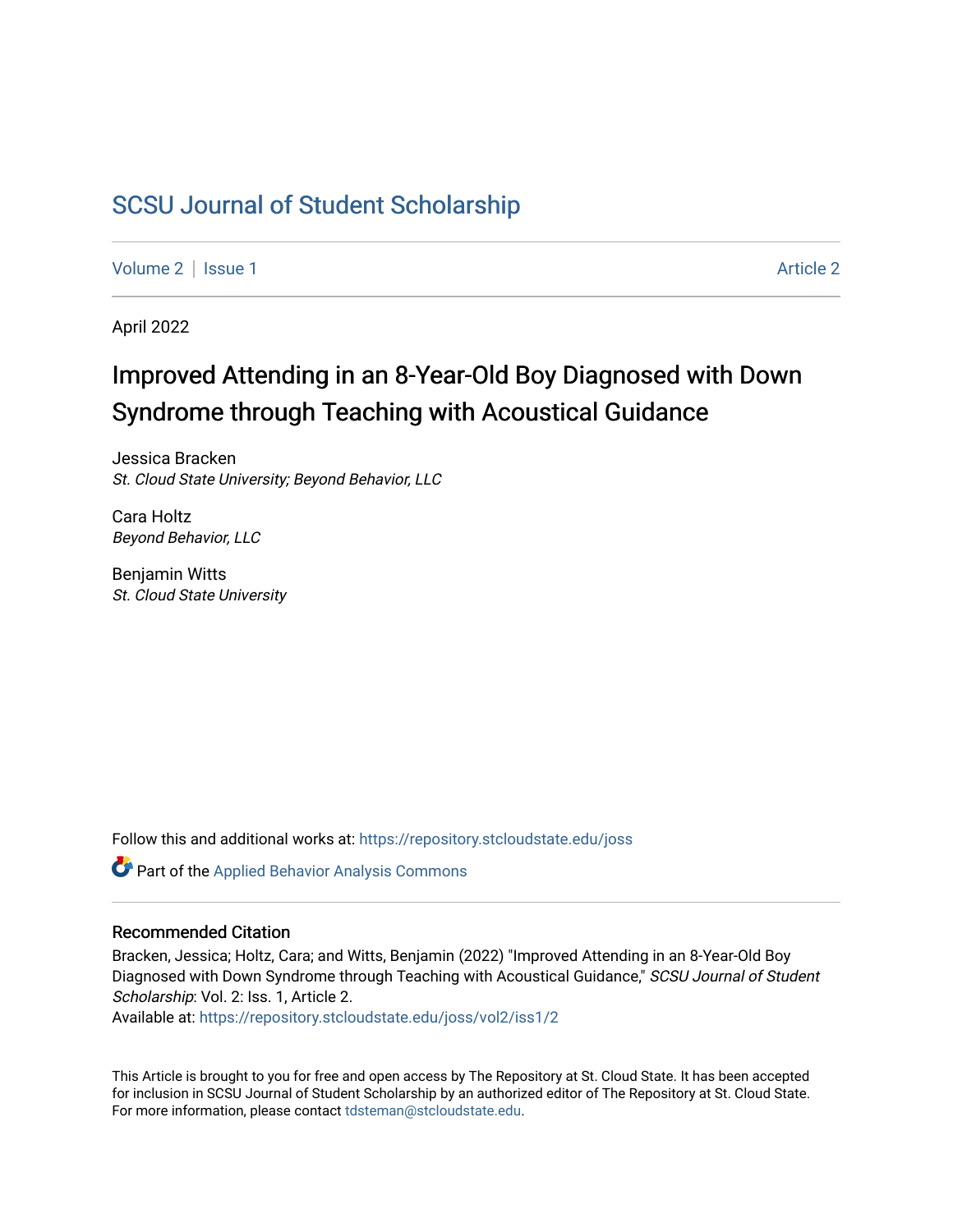# SCSU Journal of Student Scholarship

Volume 2 | Issue 1 Article 2

April 2022

## Improved Attending in an 8-Year-Old Boy Diagnosed with Down Syndrome through Teaching with Acoustical Guidance

Jessica Bracken
*St. Cloud State University; Beyond Behavior, LLC*

Cara Holtz
*Beyond Behavior, LLC*

Benjamin Witts
*St. Cloud State University*

Follow this and additional works at: https://repository.stcloudstate.edu/joss

Part of the Applied Behavior Analysis Commons

### Recommended Citation

Bracken, Jessica; Holtz, Cara; and Witts, Benjamin (2022) "Improved Attending in an 8-Year-Old Boy Diagnosed with Down Syndrome through Teaching with Acoustical Guidance," *SCSU Journal of Student Scholarship*: Vol. 2: Iss. 1, Article 2.
Available at: https://repository.stcloudstate.edu/joss/vol2/iss1/2

This Article is brought to you for free and open access by The Repository at St. Cloud State. It has been accepted for inclusion in SCSU Journal of Student Scholarship by an authorized editor of The Repository at St. Cloud State. For more information, please contact tdsteman@stcloudstate.edu.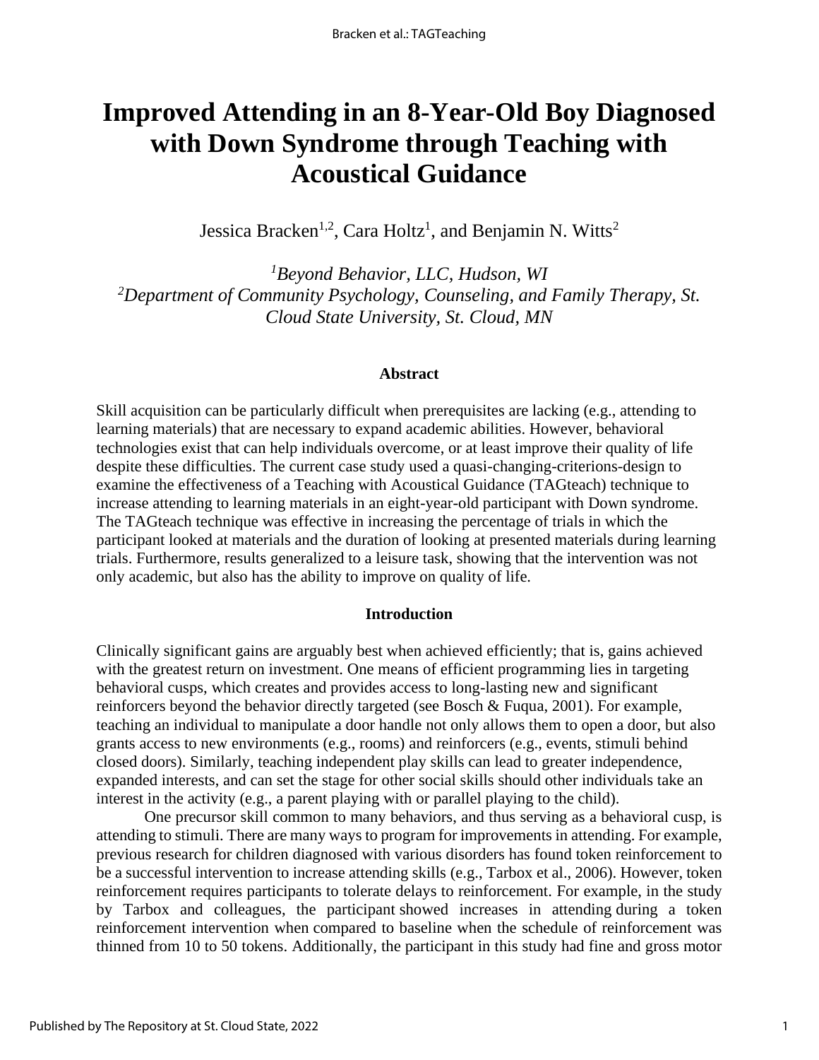# Improved Attending in an 8-Year-Old Boy Diagnosed with Down Syndrome through Teaching with Acoustical Guidance

Jessica Bracken[1,2], Cara Holtz[1], and Benjamin N. Witts[2]

*[1]Beyond Behavior, LLC, Hudson, WI*
*[2]Department of Community Psychology, Counseling, and Family Therapy, St. Cloud State University, St. Cloud, MN*

### Abstract

Skill acquisition can be particularly difficult when prerequisites are lacking (e.g., attending to learning materials) that are necessary to expand academic abilities. However, behavioral technologies exist that can help individuals overcome, or at least improve their quality of life despite these difficulties. The current case study used a quasi-changing-criterions-design to examine the effectiveness of a Teaching with Acoustical Guidance (TAGteach) technique to increase attending to learning materials in an eight-year-old participant with Down syndrome. The TAGteach technique was effective in increasing the percentage of trials in which the participant looked at materials and the duration of looking at presented materials during learning trials. Furthermore, results generalized to a leisure task, showing that the intervention was not only academic, but also has the ability to improve on quality of life.

### Introduction

Clinically significant gains are arguably best when achieved efficiently; that is, gains achieved with the greatest return on investment. One means of efficient programming lies in targeting behavioral cusps, which creates and provides access to long-lasting new and significant reinforcers beyond the behavior directly targeted (see Bosch & Fuqua, 2001). For example, teaching an individual to manipulate a door handle not only allows them to open a door, but also grants access to new environments (e.g., rooms) and reinforcers (e.g., events, stimuli behind closed doors). Similarly, teaching independent play skills can lead to greater independence, expanded interests, and can set the stage for other social skills should other individuals take an interest in the activity (e.g., a parent playing with or parallel playing to the child).

One precursor skill common to many behaviors, and thus serving as a behavioral cusp, is attending to stimuli. There are many ways to program for improvements in attending. For example, previous research for children diagnosed with various disorders has found token reinforcement to be a successful intervention to increase attending skills (e.g., Tarbox et al., 2006). However, token reinforcement requires participants to tolerate delays to reinforcement. For example, in the study by Tarbox and colleagues, the participant showed increases in attending during a token reinforcement intervention when compared to baseline when the schedule of reinforcement was thinned from 10 to 50 tokens. Additionally, the participant in this study had fine and gross motor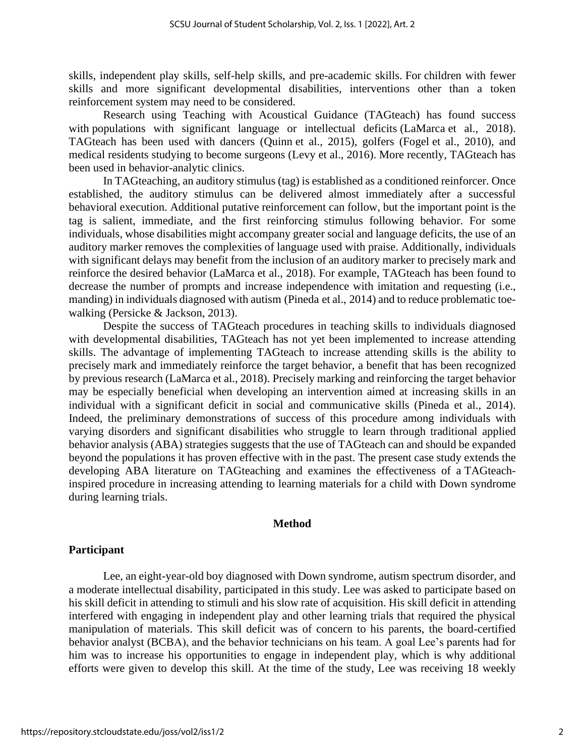skills, independent play skills, self-help skills, and pre-academic skills. For children with fewer skills and more significant developmental disabilities, interventions other than a token reinforcement system may need to be considered.

Research using Teaching with Acoustical Guidance (TAGteach) has found success with populations with significant language or intellectual deficits (LaMarca et al., 2018). TAGteach has been used with dancers (Quinn et al., 2015), golfers (Fogel et al., 2010), and medical residents studying to become surgeons (Levy et al., 2016). More recently, TAGteach has been used in behavior-analytic clinics.

In TAGteaching, an auditory stimulus (tag) is established as a conditioned reinforcer. Once established, the auditory stimulus can be delivered almost immediately after a successful behavioral execution. Additional putative reinforcement can follow, but the important point is the tag is salient, immediate, and the first reinforcing stimulus following behavior. For some individuals, whose disabilities might accompany greater social and language deficits, the use of an auditory marker removes the complexities of language used with praise. Additionally, individuals with significant delays may benefit from the inclusion of an auditory marker to precisely mark and reinforce the desired behavior (LaMarca et al., 2018). For example, TAGteach has been found to decrease the number of prompts and increase independence with imitation and requesting (i.e., manding) in individuals diagnosed with autism (Pineda et al., 2014) and to reduce problematic toe-walking (Persicke & Jackson, 2013).

Despite the success of TAGteach procedures in teaching skills to individuals diagnosed with developmental disabilities, TAGteach has not yet been implemented to increase attending skills. The advantage of implementing TAGteach to increase attending skills is the ability to precisely mark and immediately reinforce the target behavior, a benefit that has been recognized by previous research (LaMarca et al., 2018). Precisely marking and reinforcing the target behavior may be especially beneficial when developing an intervention aimed at increasing skills in an individual with a significant deficit in social and communicative skills (Pineda et al., 2014). Indeed, the preliminary demonstrations of success of this procedure among individuals with varying disorders and significant disabilities who struggle to learn through traditional applied behavior analysis (ABA) strategies suggests that the use of TAGteach can and should be expanded beyond the populations it has proven effective with in the past. The present case study extends the developing ABA literature on TAGteaching and examines the effectiveness of a TAGteach-inspired procedure in increasing attending to learning materials for a child with Down syndrome during learning trials.

## Method

### Participant

Lee, an eight-year-old boy diagnosed with Down syndrome, autism spectrum disorder, and a moderate intellectual disability, participated in this study. Lee was asked to participate based on his skill deficit in attending to stimuli and his slow rate of acquisition. His skill deficit in attending interfered with engaging in independent play and other learning trials that required the physical manipulation of materials. This skill deficit was of concern to his parents, the board-certified behavior analyst (BCBA), and the behavior technicians on his team. A goal Lee's parents had for him was to increase his opportunities to engage in independent play, which is why additional efforts were given to develop this skill. At the time of the study, Lee was receiving 18 weekly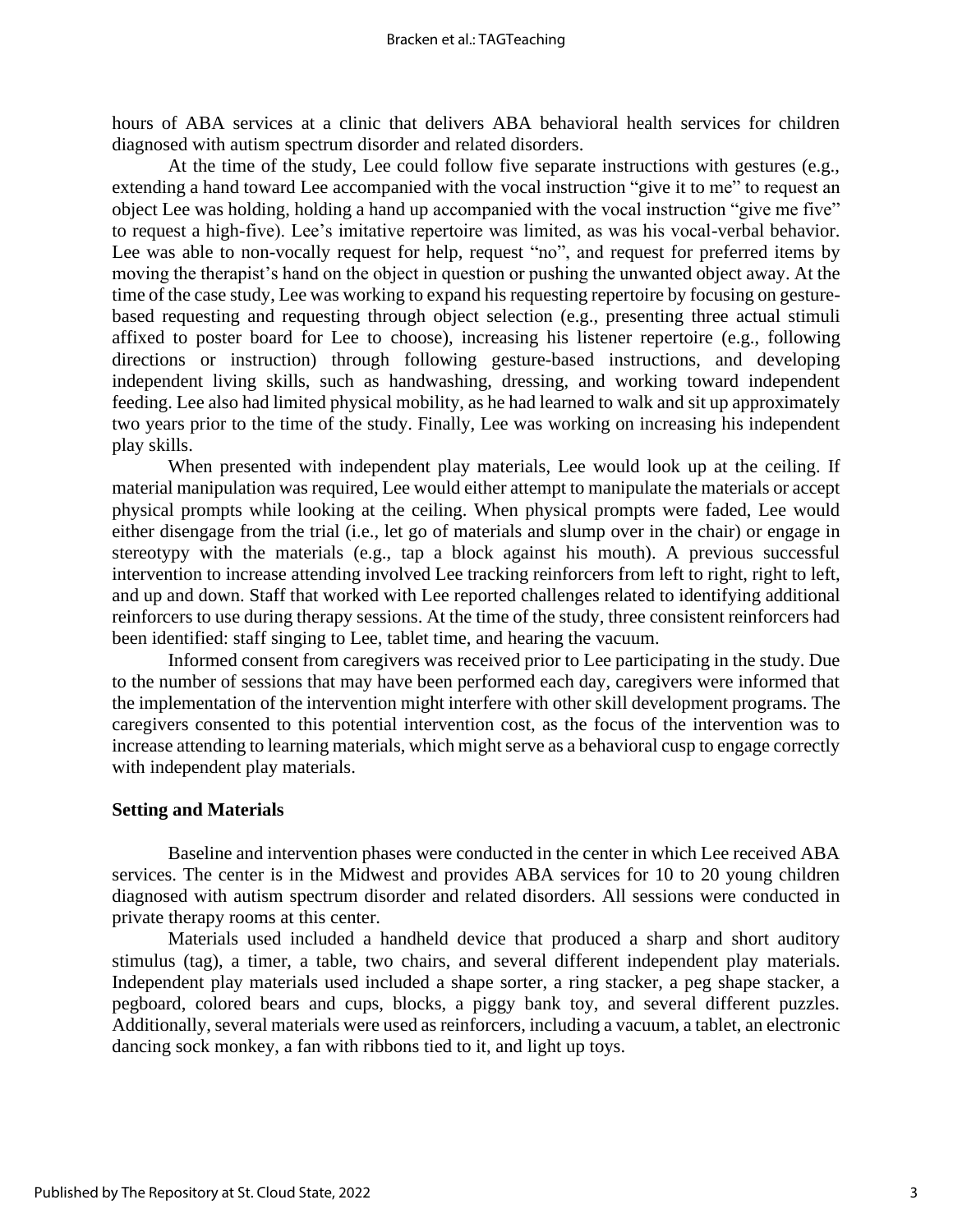hours of ABA services at a clinic that delivers ABA behavioral health services for children diagnosed with autism spectrum disorder and related disorders.

At the time of the study, Lee could follow five separate instructions with gestures (e.g., extending a hand toward Lee accompanied with the vocal instruction "give it to me" to request an object Lee was holding, holding a hand up accompanied with the vocal instruction "give me five" to request a high-five). Lee's imitative repertoire was limited, as was his vocal-verbal behavior. Lee was able to non-vocally request for help, request "no", and request for preferred items by moving the therapist's hand on the object in question or pushing the unwanted object away. At the time of the case study, Lee was working to expand his requesting repertoire by focusing on gesture-based requesting and requesting through object selection (e.g., presenting three actual stimuli affixed to poster board for Lee to choose), increasing his listener repertoire (e.g., following directions or instruction) through following gesture-based instructions, and developing independent living skills, such as handwashing, dressing, and working toward independent feeding. Lee also had limited physical mobility, as he had learned to walk and sit up approximately two years prior to the time of the study. Finally, Lee was working on increasing his independent play skills.

When presented with independent play materials, Lee would look up at the ceiling. If material manipulation was required, Lee would either attempt to manipulate the materials or accept physical prompts while looking at the ceiling. When physical prompts were faded, Lee would either disengage from the trial (i.e., let go of materials and slump over in the chair) or engage in stereotypy with the materials (e.g., tap a block against his mouth). A previous successful intervention to increase attending involved Lee tracking reinforcers from left to right, right to left, and up and down. Staff that worked with Lee reported challenges related to identifying additional reinforcers to use during therapy sessions. At the time of the study, three consistent reinforcers had been identified: staff singing to Lee, tablet time, and hearing the vacuum.

Informed consent from caregivers was received prior to Lee participating in the study. Due to the number of sessions that may have been performed each day, caregivers were informed that the implementation of the intervention might interfere with other skill development programs. The caregivers consented to this potential intervention cost, as the focus of the intervention was to increase attending to learning materials, which might serve as a behavioral cusp to engage correctly with independent play materials.

### Setting and Materials

Baseline and intervention phases were conducted in the center in which Lee received ABA services. The center is in the Midwest and provides ABA services for 10 to 20 young children diagnosed with autism spectrum disorder and related disorders. All sessions were conducted in private therapy rooms at this center.

Materials used included a handheld device that produced a sharp and short auditory stimulus (tag), a timer, a table, two chairs, and several different independent play materials. Independent play materials used included a shape sorter, a ring stacker, a peg shape stacker, a pegboard, colored bears and cups, blocks, a piggy bank toy, and several different puzzles. Additionally, several materials were used as reinforcers, including a vacuum, a tablet, an electronic dancing sock monkey, a fan with ribbons tied to it, and light up toys.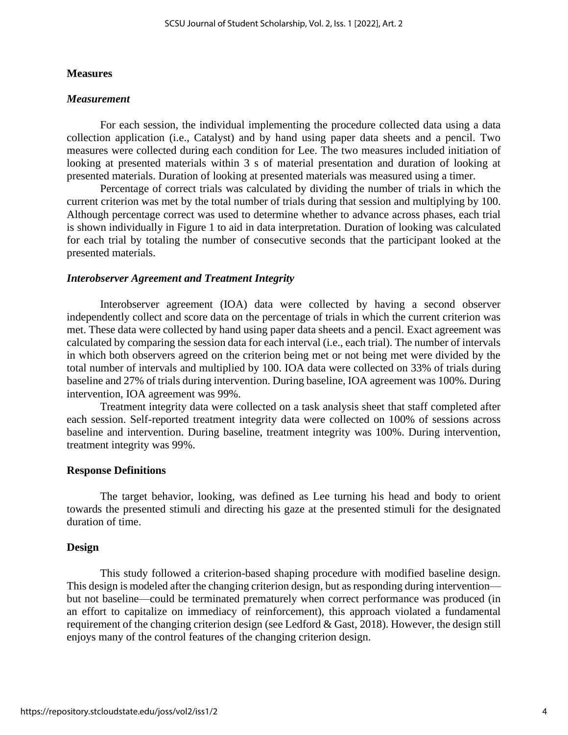## Measures

### *Measurement*

For each session, the individual implementing the procedure collected data using a data collection application (i.e., Catalyst) and by hand using paper data sheets and a pencil. Two measures were collected during each condition for Lee. The two measures included initiation of looking at presented materials within 3 s of material presentation and duration of looking at presented materials. Duration of looking at presented materials was measured using a timer.

Percentage of correct trials was calculated by dividing the number of trials in which the current criterion was met by the total number of trials during that session and multiplying by 100. Although percentage correct was used to determine whether to advance across phases, each trial is shown individually in Figure 1 to aid in data interpretation. Duration of looking was calculated for each trial by totaling the number of consecutive seconds that the participant looked at the presented materials.

### *Interobserver Agreement and Treatment Integrity*

Interobserver agreement (IOA) data were collected by having a second observer independently collect and score data on the percentage of trials in which the current criterion was met. These data were collected by hand using paper data sheets and a pencil. Exact agreement was calculated by comparing the session data for each interval (i.e., each trial). The number of intervals in which both observers agreed on the criterion being met or not being met were divided by the total number of intervals and multiplied by 100. IOA data were collected on 33% of trials during baseline and 27% of trials during intervention. During baseline, IOA agreement was 100%. During intervention, IOA agreement was 99%.

Treatment integrity data were collected on a task analysis sheet that staff completed after each session. Self-reported treatment integrity data were collected on 100% of sessions across baseline and intervention. During baseline, treatment integrity was 100%. During intervention, treatment integrity was 99%.

## Response Definitions

The target behavior, looking, was defined as Lee turning his head and body to orient towards the presented stimuli and directing his gaze at the presented stimuli for the designated duration of time.

## Design

This study followed a criterion-based shaping procedure with modified baseline design. This design is modeled after the changing criterion design, but as responding during intervention—but not baseline—could be terminated prematurely when correct performance was produced (in an effort to capitalize on immediacy of reinforcement), this approach violated a fundamental requirement of the changing criterion design (see Ledford & Gast, 2018). However, the design still enjoys many of the control features of the changing criterion design.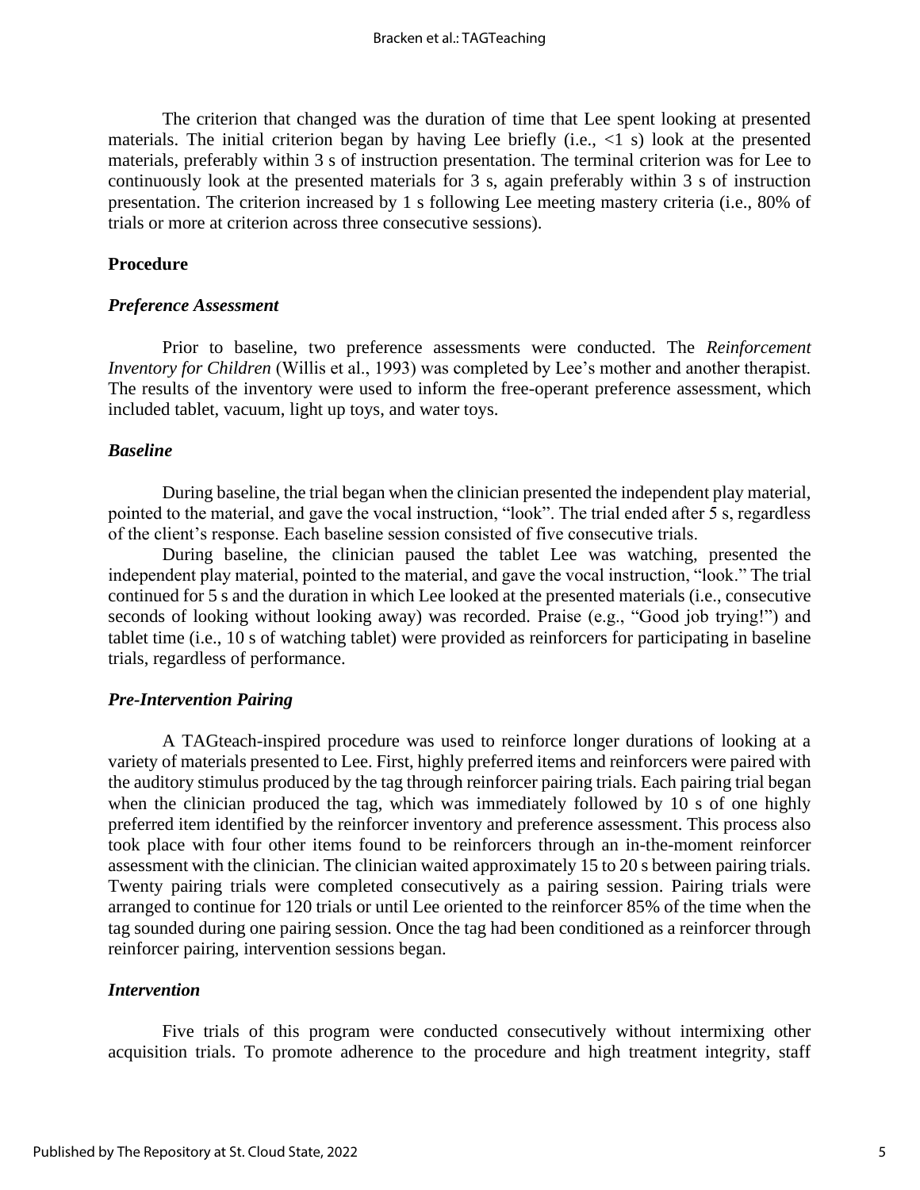The criterion that changed was the duration of time that Lee spent looking at presented materials. The initial criterion began by having Lee briefly (i.e., <1 s) look at the presented materials, preferably within 3 s of instruction presentation. The terminal criterion was for Lee to continuously look at the presented materials for 3 s, again preferably within 3 s of instruction presentation. The criterion increased by 1 s following Lee meeting mastery criteria (i.e., 80% of trials or more at criterion across three consecutive sessions).

## Procedure

### *Preference Assessment*

Prior to baseline, two preference assessments were conducted. The *Reinforcement Inventory for Children* (Willis et al., 1993) was completed by Lee's mother and another therapist. The results of the inventory were used to inform the free-operant preference assessment, which included tablet, vacuum, light up toys, and water toys.

### *Baseline*

During baseline, the trial began when the clinician presented the independent play material, pointed to the material, and gave the vocal instruction, "look". The trial ended after 5 s, regardless of the client's response. Each baseline session consisted of five consecutive trials.

During baseline, the clinician paused the tablet Lee was watching, presented the independent play material, pointed to the material, and gave the vocal instruction, "look." The trial continued for 5 s and the duration in which Lee looked at the presented materials (i.e., consecutive seconds of looking without looking away) was recorded. Praise (e.g., "Good job trying!") and tablet time (i.e., 10 s of watching tablet) were provided as reinforcers for participating in baseline trials, regardless of performance.

### *Pre-Intervention Pairing*

A TAGteach-inspired procedure was used to reinforce longer durations of looking at a variety of materials presented to Lee. First, highly preferred items and reinforcers were paired with the auditory stimulus produced by the tag through reinforcer pairing trials. Each pairing trial began when the clinician produced the tag, which was immediately followed by 10 s of one highly preferred item identified by the reinforcer inventory and preference assessment. This process also took place with four other items found to be reinforcers through an in-the-moment reinforcer assessment with the clinician. The clinician waited approximately 15 to 20 s between pairing trials. Twenty pairing trials were completed consecutively as a pairing session. Pairing trials were arranged to continue for 120 trials or until Lee oriented to the reinforcer 85% of the time when the tag sounded during one pairing session. Once the tag had been conditioned as a reinforcer through reinforcer pairing, intervention sessions began.

### *Intervention*

Five trials of this program were conducted consecutively without intermixing other acquisition trials. To promote adherence to the procedure and high treatment integrity, staff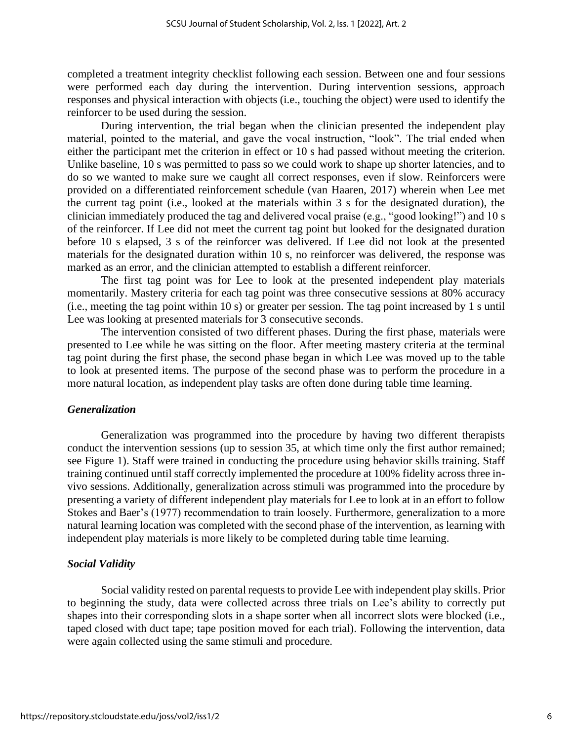completed a treatment integrity checklist following each session. Between one and four sessions were performed each day during the intervention. During intervention sessions, approach responses and physical interaction with objects (i.e., touching the object) were used to identify the reinforcer to be used during the session.

During intervention, the trial began when the clinician presented the independent play material, pointed to the material, and gave the vocal instruction, "look". The trial ended when either the participant met the criterion in effect or 10 s had passed without meeting the criterion. Unlike baseline, 10 s was permitted to pass so we could work to shape up shorter latencies, and to do so we wanted to make sure we caught all correct responses, even if slow. Reinforcers were provided on a differentiated reinforcement schedule (van Haaren, 2017) wherein when Lee met the current tag point (i.e., looked at the materials within 3 s for the designated duration), the clinician immediately produced the tag and delivered vocal praise (e.g., "good looking!") and 10 s of the reinforcer. If Lee did not meet the current tag point but looked for the designated duration before 10 s elapsed, 3 s of the reinforcer was delivered. If Lee did not look at the presented materials for the designated duration within 10 s, no reinforcer was delivered, the response was marked as an error, and the clinician attempted to establish a different reinforcer.

The first tag point was for Lee to look at the presented independent play materials momentarily. Mastery criteria for each tag point was three consecutive sessions at 80% accuracy (i.e., meeting the tag point within 10 s) or greater per session. The tag point increased by 1 s until Lee was looking at presented materials for 3 consecutive seconds.

The intervention consisted of two different phases. During the first phase, materials were presented to Lee while he was sitting on the floor. After meeting mastery criteria at the terminal tag point during the first phase, the second phase began in which Lee was moved up to the table to look at presented items. The purpose of the second phase was to perform the procedure in a more natural location, as independent play tasks are often done during table time learning.

### *Generalization*

Generalization was programmed into the procedure by having two different therapists conduct the intervention sessions (up to session 35, at which time only the first author remained; see Figure 1). Staff were trained in conducting the procedure using behavior skills training. Staff training continued until staff correctly implemented the procedure at 100% fidelity across three in-vivo sessions. Additionally, generalization across stimuli was programmed into the procedure by presenting a variety of different independent play materials for Lee to look at in an effort to follow Stokes and Baer's (1977) recommendation to train loosely. Furthermore, generalization to a more natural learning location was completed with the second phase of the intervention, as learning with independent play materials is more likely to be completed during table time learning.

### *Social Validity*

Social validity rested on parental requests to provide Lee with independent play skills. Prior to beginning the study, data were collected across three trials on Lee's ability to correctly put shapes into their corresponding slots in a shape sorter when all incorrect slots were blocked (i.e., taped closed with duct tape; tape position moved for each trial). Following the intervention, data were again collected using the same stimuli and procedure.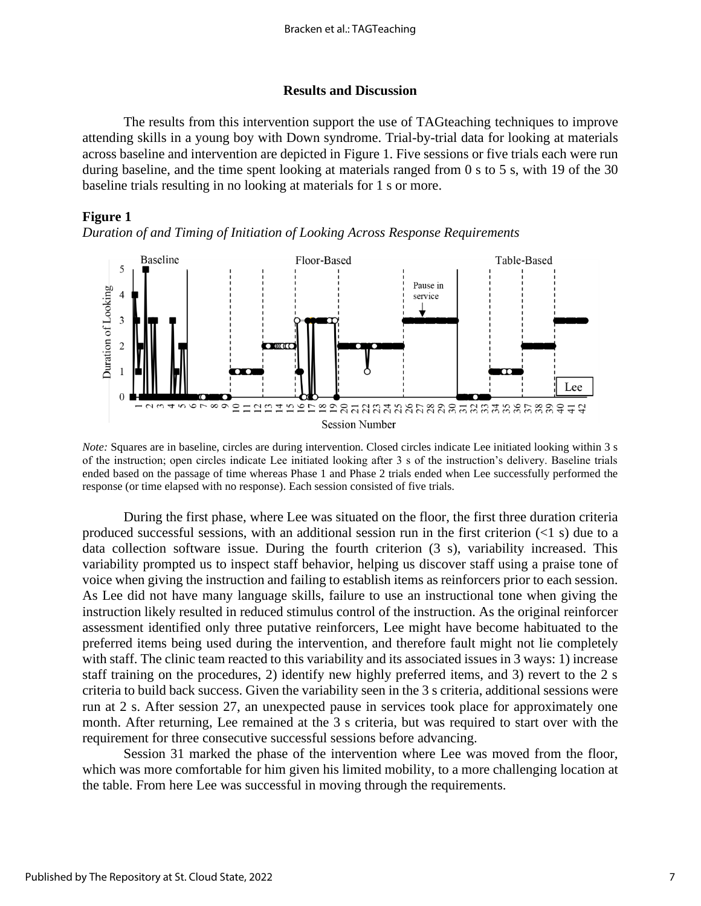## Results and Discussion

The results from this intervention support the use of TAGteaching techniques to improve attending skills in a young boy with Down syndrome. Trial-by-trial data for looking at materials across baseline and intervention are depicted in Figure 1. Five sessions or five trials each were run during baseline, and the time spent looking at materials ranged from 0 s to 5 s, with 19 of the 30 baseline trials resulting in no looking at materials for 1 s or more.

**Figure 1**

*Duration of and Timing of Initiation of Looking Across Response Requirements*

*Note:* Squares are in baseline, circles are during intervention. Closed circles indicate Lee initiated looking within 3 s of the instruction; open circles indicate Lee initiated looking after 3 s of the instruction's delivery. Baseline trials ended based on the passage of time whereas Phase 1 and Phase 2 trials ended when Lee successfully performed the response (or time elapsed with no response). Each session consisted of five trials.

During the first phase, where Lee was situated on the floor, the first three duration criteria produced successful sessions, with an additional session run in the first criterion (<1 s) due to a data collection software issue. During the fourth criterion (3 s), variability increased. This variability prompted us to inspect staff behavior, helping us discover staff using a praise tone of voice when giving the instruction and failing to establish items as reinforcers prior to each session. As Lee did not have many language skills, failure to use an instructional tone when giving the instruction likely resulted in reduced stimulus control of the instruction. As the original reinforcer assessment identified only three putative reinforcers, Lee might have become habituated to the preferred items being used during the intervention, and therefore fault might not lie completely with staff. The clinic team reacted to this variability and its associated issues in 3 ways: 1) increase staff training on the procedures, 2) identify new highly preferred items, and 3) revert to the 2 s criteria to build back success. Given the variability seen in the 3 s criteria, additional sessions were run at 2 s. After session 27, an unexpected pause in services took place for approximately one month. After returning, Lee remained at the 3 s criteria, but was required to start over with the requirement for three consecutive successful sessions before advancing.

Session 31 marked the phase of the intervention where Lee was moved from the floor, which was more comfortable for him given his limited mobility, to a more challenging location at the table. From here Lee was successful in moving through the requirements.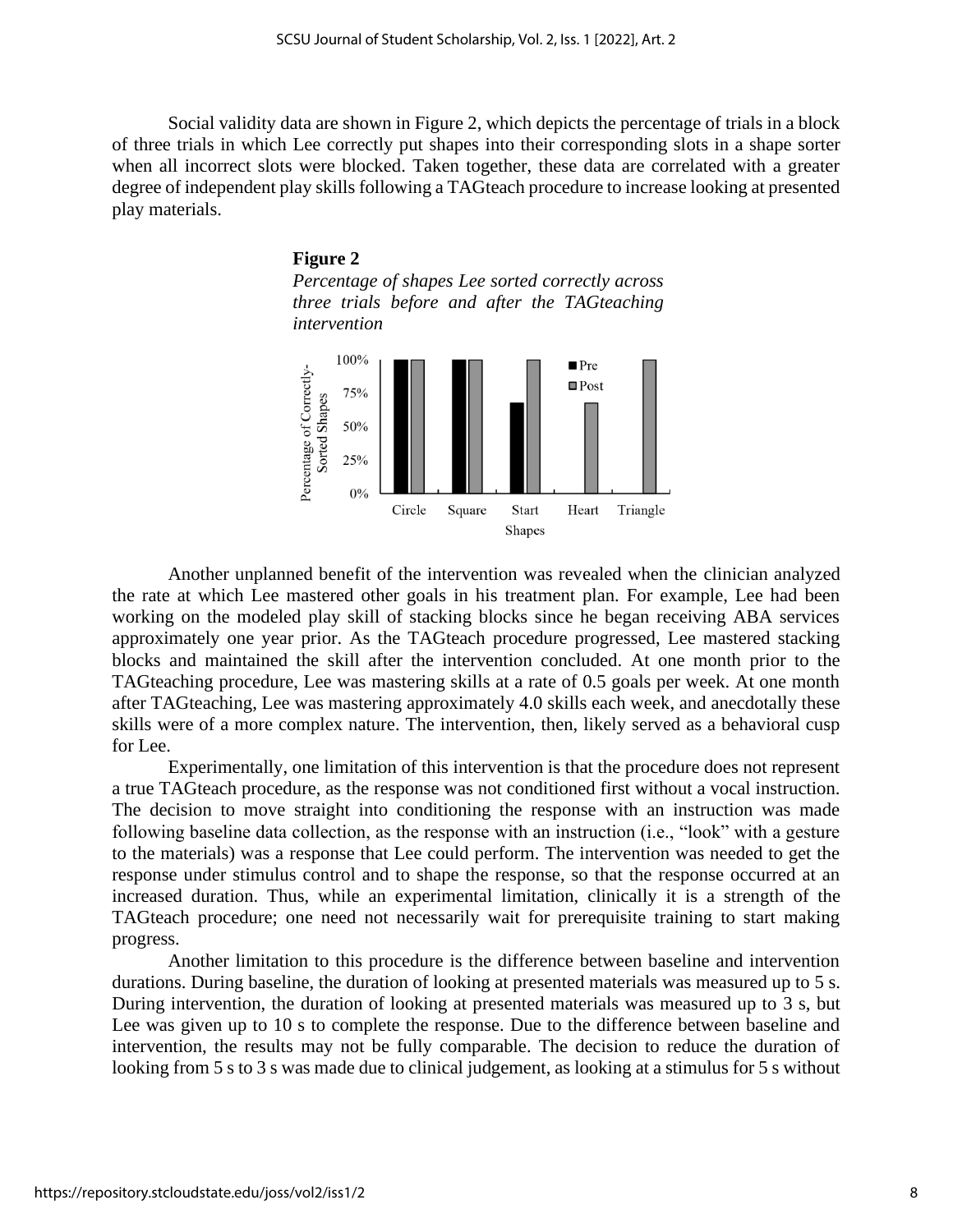Social validity data are shown in Figure 2, which depicts the percentage of trials in a block of three trials in which Lee correctly put shapes into their corresponding slots in a shape sorter when all incorrect slots were blocked. Taken together, these data are correlated with a greater degree of independent play skills following a TAGteach procedure to increase looking at presented play materials.

**Figure 2**

*Percentage of shapes Lee sorted correctly across three trials before and after the TAGteaching intervention*

Another unplanned benefit of the intervention was revealed when the clinician analyzed the rate at which Lee mastered other goals in his treatment plan. For example, Lee had been working on the modeled play skill of stacking blocks since he began receiving ABA services approximately one year prior. As the TAGteach procedure progressed, Lee mastered stacking blocks and maintained the skill after the intervention concluded. At one month prior to the TAGteaching procedure, Lee was mastering skills at a rate of 0.5 goals per week. At one month after TAGteaching, Lee was mastering approximately 4.0 skills each week, and anecdotally these skills were of a more complex nature. The intervention, then, likely served as a behavioral cusp for Lee.

Experimentally, one limitation of this intervention is that the procedure does not represent a true TAGteach procedure, as the response was not conditioned first without a vocal instruction. The decision to move straight into conditioning the response with an instruction was made following baseline data collection, as the response with an instruction (i.e., "look" with a gesture to the materials) was a response that Lee could perform. The intervention was needed to get the response under stimulus control and to shape the response, so that the response occurred at an increased duration. Thus, while an experimental limitation, clinically it is a strength of the TAGteach procedure; one need not necessarily wait for prerequisite training to start making progress.

Another limitation to this procedure is the difference between baseline and intervention durations. During baseline, the duration of looking at presented materials was measured up to 5 s. During intervention, the duration of looking at presented materials was measured up to 3 s, but Lee was given up to 10 s to complete the response. Due to the difference between baseline and intervention, the results may not be fully comparable. The decision to reduce the duration of looking from 5 s to 3 s was made due to clinical judgement, as looking at a stimulus for 5 s without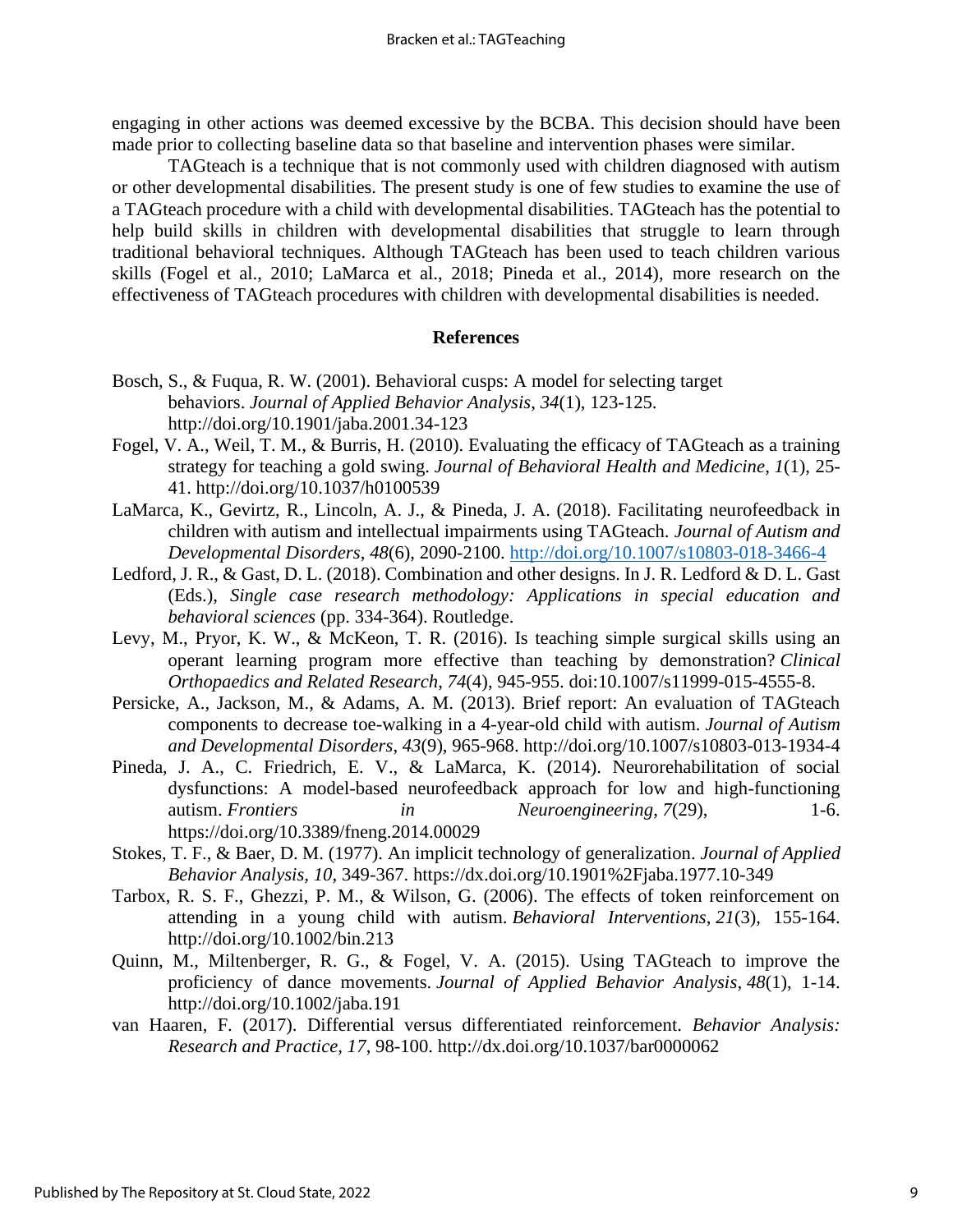engaging in other actions was deemed excessive by the BCBA. This decision should have been made prior to collecting baseline data so that baseline and intervention phases were similar.

TAGteach is a technique that is not commonly used with children diagnosed with autism or other developmental disabilities. The present study is one of few studies to examine the use of a TAGteach procedure with a child with developmental disabilities. TAGteach has the potential to help build skills in children with developmental disabilities that struggle to learn through traditional behavioral techniques. Although TAGteach has been used to teach children various skills (Fogel et al., 2010; LaMarca et al., 2018; Pineda et al., 2014), more research on the effectiveness of TAGteach procedures with children with developmental disabilities is needed.

## References

Bosch, S., & Fuqua, R. W. (2001). Behavioral cusps: A model for selecting target behaviors. *Journal of Applied Behavior Analysis*, *34*(1), 123-125. http://doi.org/10.1901/jaba.2001.34-123

Fogel, V. A., Weil, T. M., & Burris, H. (2010). Evaluating the efficacy of TAGteach as a training strategy for teaching a gold swing. *Journal of Behavioral Health and Medicine*, *1*(1), 25-41. http://doi.org/10.1037/h0100539

LaMarca, K., Gevirtz, R., Lincoln, A. J., & Pineda, J. A. (2018). Facilitating neurofeedback in children with autism and intellectual impairments using TAGteach. *Journal of Autism and Developmental Disorders*, *48*(6), 2090-2100. http://doi.org/10.1007/s10803-018-3466-4

Ledford, J. R., & Gast, D. L. (2018). Combination and other designs. In J. R. Ledford & D. L. Gast (Eds.), *Single case research methodology: Applications in special education and behavioral sciences* (pp. 334-364). Routledge.

Levy, M., Pryor, K. W., & McKeon, T. R. (2016). Is teaching simple surgical skills using an operant learning program more effective than teaching by demonstration? *Clinical Orthopaedics and Related Research*, *74*(4), 945-955. doi:10.1007/s11999-015-4555-8.

Persicke, A., Jackson, M., & Adams, A. M. (2013). Brief report: An evaluation of TAGteach components to decrease toe-walking in a 4-year-old child with autism. *Journal of Autism and Developmental Disorders*, *43*(9), 965-968. http://doi.org/10.1007/s10803-013-1934-4

Pineda, J. A., C. Friedrich, E. V., & LaMarca, K. (2014). Neurorehabilitation of social dysfunctions: A model-based neurofeedback approach for low and high-functioning autism. *Frontiers in Neuroengineering*, *7*(29), 1-6. https://doi.org/10.3389/fneng.2014.00029

Stokes, T. F., & Baer, D. M. (1977). An implicit technology of generalization. *Journal of Applied Behavior Analysis, 10*, 349-367. https://dx.doi.org/10.1901%2Fjaba.1977.10-349

Tarbox, R. S. F., Ghezzi, P. M., & Wilson, G. (2006). The effects of token reinforcement on attending in a young child with autism. *Behavioral Interventions*, *21*(3), 155-164. http://doi.org/10.1002/bin.213

Quinn, M., Miltenberger, R. G., & Fogel, V. A. (2015). Using TAGteach to improve the proficiency of dance movements. *Journal of Applied Behavior Analysis*, *48*(1), 1-14. http://doi.org/10.1002/jaba.191

van Haaren, F. (2017). Differential versus differentiated reinforcement. *Behavior Analysis: Research and Practice, 17*, 98-100. http://dx.doi.org/10.1037/bar0000062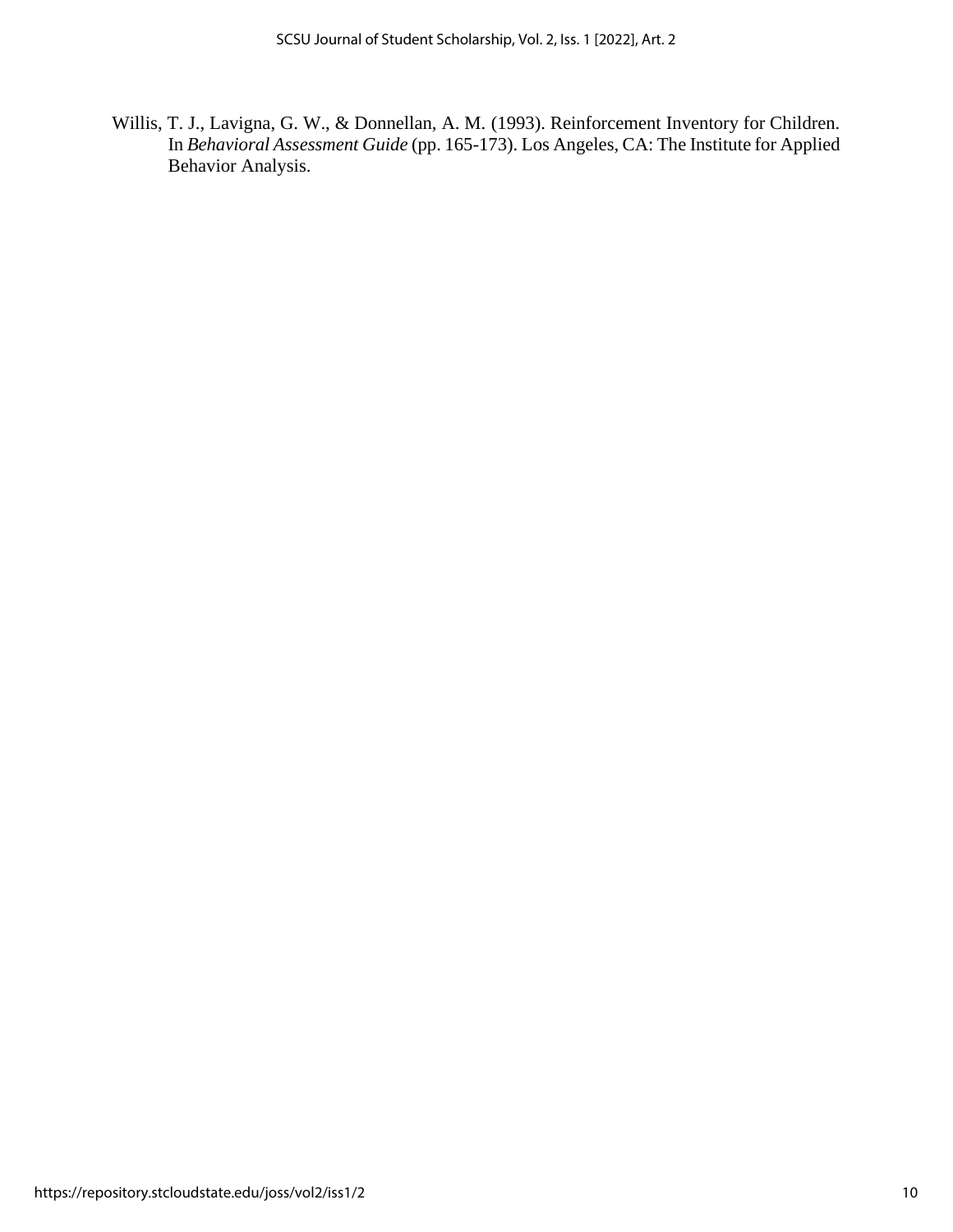Willis, T. J., Lavigna, G. W., & Donnellan, A. M. (1993). Reinforcement Inventory for Children. In *Behavioral Assessment Guide* (pp. 165-173). Los Angeles, CA: The Institute for Applied Behavior Analysis.